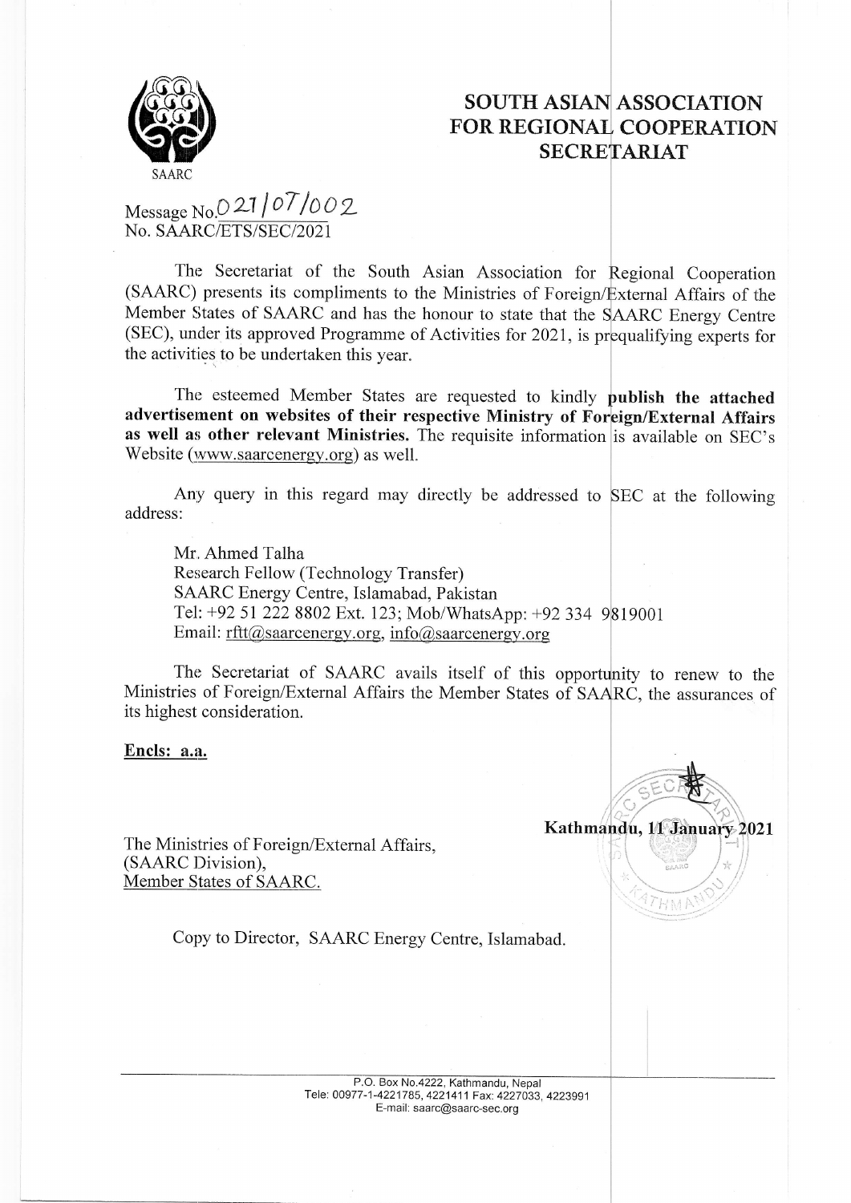SAARC

# SOUTH ASIAN ASSOCIATION FOR REGIONAL COOPERATION SECRETARIAT

Message No. 021/07/002
No. SAARC/ETS/SEC/2021

The Secretariat of the South Asian Association for Regional Cooperation (SAARC) presents its compliments to the Ministries of Foreign/External Affairs of the Member States of SAARC and has the honour to state that the SAARC Energy Centre (SEC), under its approved Programme of Activities for 2021, is prequalifying experts for the activities to be undertaken this year.

The esteemed Member States are requested to kindly **publish the attached advertisement on websites of their respective Ministry of Foreign/External Affairs as well as other relevant Ministries.** The requisite information is available on SEC's Website (www.saarcenergy.org) as well.

Any query in this regard may directly be addressed to SEC at the following address:

Mr. Ahmed Talha
Research Fellow (Technology Transfer)
SAARC Energy Centre, Islamabad, Pakistan
Tel: +92 51 222 8802 Ext. 123; Mob/WhatsApp: +92 334 9819001
Email: rftt@saarcenergy.org, info@saarcenergy.org

The Secretariat of SAARC avails itself of this opportunity to renew to the Ministries of Foreign/External Affairs the Member States of SAARC, the assurances of its highest consideration.

**Encls: a.a.**

**Kathmandu, 11 January 2021**

The Ministries of Foreign/External Affairs,
(SAARC Division),
Member States of SAARC.

Copy to Director, SAARC Energy Centre, Islamabad.

P.O. Box No.4222, Kathmandu, Nepal
Tele: 00977-1-4221785, 4221411 Fax: 4227033, 4223991
E-mail: saarc@saarc-sec.org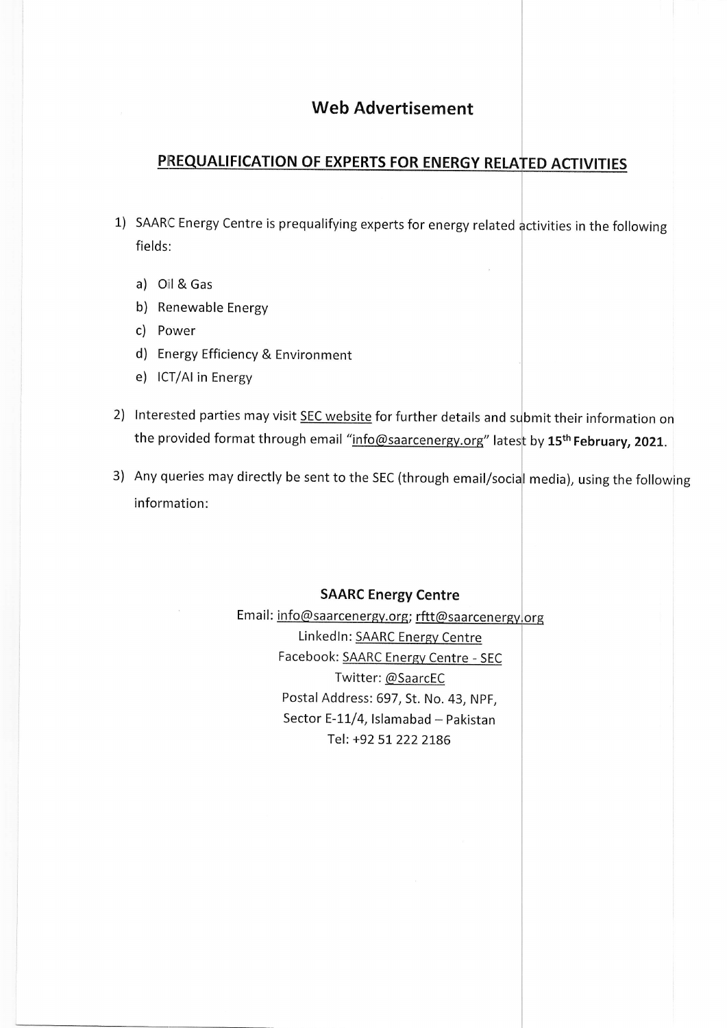# Web Advertisement

## PREQUALIFICATION OF EXPERTS FOR ENERGY RELATED ACTIVITIES

1) SAARC Energy Centre is prequalifying experts for energy related activities in the following fields:
    a) Oil & Gas
    b) Renewable Energy
    c) Power
    d) Energy Efficiency & Environment
    e) ICT/AI in Energy
2) Interested parties may visit SEC website for further details and submit their information on the provided format through email "info@saarcenergy.org" latest by **15th February, 2021**.
3) Any queries may directly be sent to the SEC (through email/social media), using the following information:

**SAARC Energy Centre**
Email: info@saarcenergy.org; rftt@saarcenergy.org
LinkedIn: SAARC Energy Centre
Facebook: SAARC Energy Centre - SEC
Twitter: @SaarcEC
Postal Address: 697, St. No. 43, NPF,
Sector E-11/4, Islamabad – Pakistan
Tel: +92 51 222 2186